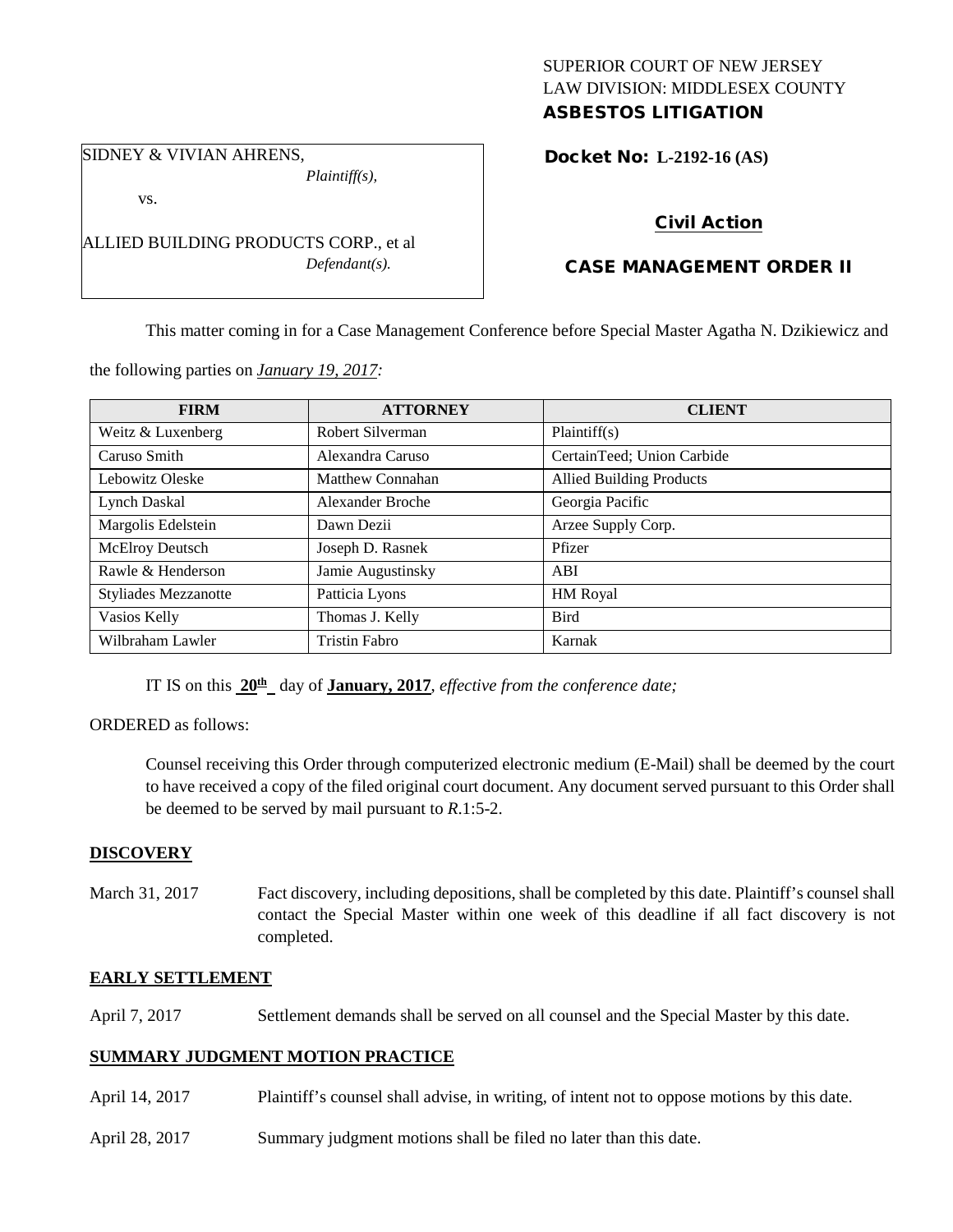SUPERIOR COURT OF NEW JERSEY
LAW DIVISION: MIDDLESEX COUNTY
**ASBESTOS LITIGATION**

SIDNEY & VIVIAN AHRENS,
*Plaintiff(s),*

vs.

ALLIED BUILDING PRODUCTS CORP., et al
*Defendant(s).*

**Docket No: L-2192-16 (AS)**

**Civil Action**

**CASE MANAGEMENT ORDER II**

This matter coming in for a Case Management Conference before Special Master Agatha N. Dzikiewicz and the following parties on *January 19, 2017:*

| FIRM | ATTORNEY | CLIENT |
|---|---|---|
| Weitz & Luxenberg | Robert Silverman | Plaintiff(s) |
| Caruso Smith | Alexandra Caruso | CertainTeed; Union Carbide |
| Lebowitz Oleske | Matthew Connahan | Allied Building Products |
| Lynch Daskal | Alexander Broche | Georgia Pacific |
| Margolis Edelstein | Dawn Dezii | Arzee Supply Corp. |
| McElroy Deutsch | Joseph D. Rasnek | Pfizer |
| Rawle & Henderson | Jamie Augustinsky | ABI |
| Styliades Mezzanotte | Patticia Lyons | HM Royal |
| Vasios Kelly | Thomas J. Kelly | Bird |
| Wilbraham Lawler | Tristin Fabro | Karnak |

IT IS on this **20th** day of **January, 2017**, *effective from the conference date;*

ORDERED as follows:

Counsel receiving this Order through computerized electronic medium (E-Mail) shall be deemed by the court to have received a copy of the filed original court document. Any document served pursuant to this Order shall be deemed to be served by mail pursuant to *R*.1:5-2.

**DISCOVERY**

March 31, 2017 Fact discovery, including depositions, shall be completed by this date. Plaintiff's counsel shall contact the Special Master within one week of this deadline if all fact discovery is not completed.

**EARLY SETTLEMENT**

April 7, 2017 Settlement demands shall be served on all counsel and the Special Master by this date.

**SUMMARY JUDGMENT MOTION PRACTICE**

April 14, 2017 Plaintiff's counsel shall advise, in writing, of intent not to oppose motions by this date.

April 28, 2017 Summary judgment motions shall be filed no later than this date.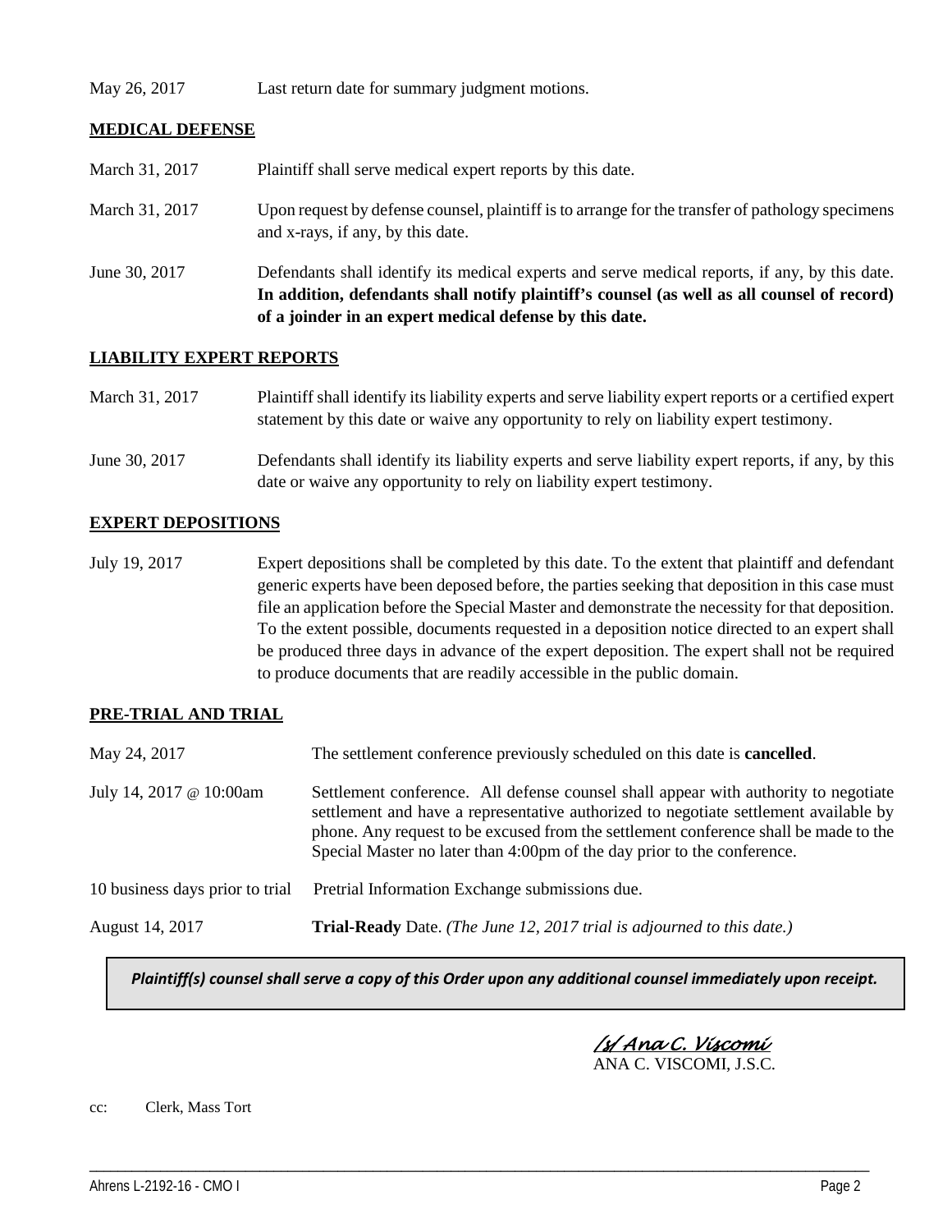May 26, 2017 Last return date for summary judgment motions.

**MEDICAL DEFENSE**

March 31, 2017 Plaintiff shall serve medical expert reports by this date.

March 31, 2017 Upon request by defense counsel, plaintiff is to arrange for the transfer of pathology specimens and x-rays, if any, by this date.

June 30, 2017 Defendants shall identify its medical experts and serve medical reports, if any, by this date. **In addition, defendants shall notify plaintiff's counsel (as well as all counsel of record) of a joinder in an expert medical defense by this date.**

**LIABILITY EXPERT REPORTS**

March 31, 2017 Plaintiff shall identify its liability experts and serve liability expert reports or a certified expert statement by this date or waive any opportunity to rely on liability expert testimony.

June 30, 2017 Defendants shall identify its liability experts and serve liability expert reports, if any, by this date or waive any opportunity to rely on liability expert testimony.

**EXPERT DEPOSITIONS**

July 19, 2017 Expert depositions shall be completed by this date. To the extent that plaintiff and defendant generic experts have been deposed before, the parties seeking that deposition in this case must file an application before the Special Master and demonstrate the necessity for that deposition. To the extent possible, documents requested in a deposition notice directed to an expert shall be produced three days in advance of the expert deposition. The expert shall not be required to produce documents that are readily accessible in the public domain.

**PRE-TRIAL AND TRIAL**

May 24, 2017 The settlement conference previously scheduled on this date is **cancelled**.

July 14, 2017 @ 10:00am Settlement conference. All defense counsel shall appear with authority to negotiate settlement and have a representative authorized to negotiate settlement available by phone. Any request to be excused from the settlement conference shall be made to the Special Master no later than 4:00pm of the day prior to the conference.

10 business days prior to trial Pretrial Information Exchange submissions due.

August 14, 2017 **Trial-Ready** Date. *(The June 12, 2017 trial is adjourned to this date.)*

***Plaintiff(s) counsel shall serve a copy of this Order upon any additional counsel immediately upon receipt.***

*/s/ Ana C. Viscomi*
ANA C. VISCOMI, J.S.C.

cc: Clerk, Mass Tort